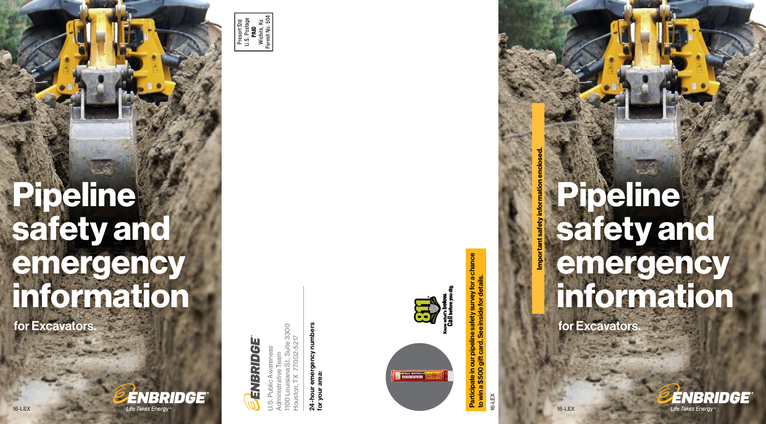# Pipeline safety and emergency information

for Excavators.

16-LEX

ENBRIDGE
Life Takes Energy™

Presort Std
U.S. Postage
**PAID**
Wichita, Ks
Permit No. 504

ENBRIDGE
U.S. Public Awareness
Administrative Team
1100 Louisiana St., Suite 3300
Houston, TX 77002-5217

**24-hour emergency numbers for your area:**

811
Know what's below.
Call before you dig.

**Participate in our pipeline safety survey for a chance to win a $500 gift card. See inside for details.**

16-LEX

**Important safety information enclosed.**

# Pipeline safety and emergency information

for Excavators.

16-LEX

ENBRIDGE
Life Takes Energy™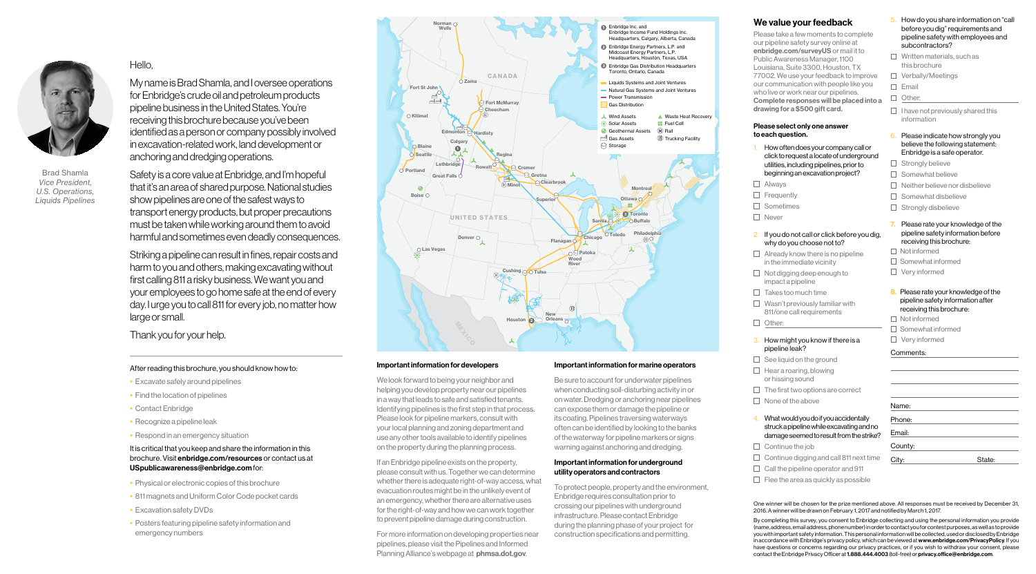Brad Shamla
*Vice President,*
*U.S. Operations,*
*Liquids Pipelines*

Hello,

My name is Brad Shamla, and I oversee operations for Enbridge's crude oil and petroleum products pipeline business in the United States. You're receiving this brochure because you've been identified as a person or company possibly involved in excavation-related work, land development or anchoring and dredging operations.

Safety is a core value at Enbridge, and I'm hopeful that it's an area of shared purpose. National studies show pipelines are one of the safest ways to transport energy products, but proper precautions must be taken while working around them to avoid harmful and sometimes even deadly consequences.

Striking a pipeline can result in fines, repair costs and harm to you and others, making excavating without first calling 811 a risky business. We want you and your employees to go home safe at the end of every day. I urge you to call 811 for every job, no matter how large or small.

Thank you for your help.

After reading this brochure, you should know how to:

- Excavate safely around pipelines
- Find the location of pipelines
- Contact Enbridge
- Recognize a pipeline leak
- Respond in an emergency situation

It is critical that you keep and share the information in this brochure. Visit **enbridge.com/resources** or contact us at **USpublicawareness@enbridge.com** for:

- Physical or electronic copies of this brochure
- 811 magnets and Uniform Color Code pocket cards
- Excavation safety DVDs
- Posters featuring pipeline safety information and emergency numbers

1. Enbridge Inc. and Enbridge Income Fund Holdings Inc. Headquarters, Calgary, Alberta, Canada
2. Enbridge Energy Partners, L.P. and Midcoast Energy Partners, L.P. Headquarters, Houston, Texas, USA
3. Enbridge Gas Distribution Headquarters Toronto, Ontario, Canada

Liquids Systems and Joint Ventures
Natural Gas Systems and Joint Ventures
Power Transmission
Gas Distribution
Wind Assets
Solar Assets
Geothermal Assets
Gas Assets
Storage
Waste Heat Recovery
Fuel Cell
Rail
Trucking Facility

## Important information for developers

We look forward to being your neighbor and helping you develop property near our pipelines in a way that leads to safe and satisfied tenants. Identifying pipelines is the first step in that process. Please look for pipeline markers, consult with your local planning and zoning department and use any other tools available to identify pipelines on the property during the planning process.

If an Enbridge pipeline exists on the property, please consult with us. Together we can determine whether there is adequate right-of-way access, what evacuation routes might be in the unlikely event of an emergency, whether there are alternative uses for the right-of-way and how we can work together to prevent pipeline damage during construction.

For more information on developing properties near pipelines, please visit the Pipelines and Informed Planning Alliance's webpage at **phmsa.dot.gov**.

## Important information for marine operators

Be sure to account for underwater pipelines when conducting soil-disturbing activity in or on water. Dredging or anchoring near pipelines can expose them or damage the pipeline or its coating. Pipelines traversing waterways often can be identified by looking to the banks of the waterway for pipeline markers or signs warning against anchoring and dredging.

## Important information for underground utility operators and contractors

To protect people, property and the environment, Enbridge requires consultation prior to crossing our pipelines with underground infrastructure. Please contact Enbridge during the planning phase of your project for construction specifications and permitting.

## We value your feedback

Please take a few moments to complete our pipeline safety survey online at **enbridge.com/surveyUS** or mail it to Public Awareness Manager, 1100 Louisiana, Suite 3300, Houston, TX 77002. We use your feedback to improve our communication with people like you who live or work near our pipelines. **Complete responses will be placed into a drawing for a $500 gift card.**

**Please select only one answer to each question.**

1. How often does your company call or click to request a locate of underground utilities, including pipelines, prior to beginning an excavation project?
   - ☐ Always
   - ☐ Frequently
   - ☐ Sometimes
   - ☐ Never
2. If you do not call or click before you dig, why do you choose not to?
   - ☐ Already know there is no pipeline in the immediate vicinity
   - ☐ Not digging deep enough to impact a pipeline
   - ☐ Takes too much time
   - ☐ Wasn't previously familiar with 811/one call requirements
   - ☐ Other: \_\_\_\_\_\_
3. How might you know if there is a pipeline leak?
   - ☐ See liquid on the ground
   - ☐ Hear a roaring, blowing or hissing sound
   - ☐ The first two options are correct
   - ☐ None of the above
4. What would you do if you accidentally struck a pipeline while excavating and no damage seemed to result from the strike?
   - ☐ Continue the job
   - ☐ Continue digging and call 811 next time
   - ☐ Call the pipeline operator and 911
   - ☐ Flee the area as quickly as possible
5. How do you share information on "call before you dig" requirements and pipeline safety with employees and subcontractors?
   - ☐ Written materials, such as this brochure
   - ☐ Verbally/Meetings
   - ☐ Email
   - ☐ Other: \_\_\_\_\_\_
   - ☐ I have not previously shared this information
6. Please indicate how strongly you believe the following statement: Enbridge is a safe operator.
   - ☐ Strongly believe
   - ☐ Somewhat believe
   - ☐ Neither believe nor disbelieve
   - ☐ Somewhat disbelieve
   - ☐ Strongly disbelieve
7. Please rate your knowledge of the pipeline safety information before receiving this brochure:
   - ☐ Not informed
   - ☐ Somewhat informed
   - ☐ Very informed
8. Please rate your knowledge of the pipeline safety information after receiving this brochure:
   - ☐ Not informed
   - ☐ Somewhat informed
   - ☐ Very informed

Comments: \_\_\_\_\_\_

Name: \_\_\_\_\_\_
Phone: \_\_\_\_\_\_
Email: \_\_\_\_\_\_
County: \_\_\_\_\_\_
City: \_\_\_\_\_\_ State: \_\_\_\_\_\_

One winner will be chosen for the prize mentioned above. All responses must be received by December 31, 2016. A winner will be drawn on February 1, 2017 and notified by March 1, 2017.

By completing this survey, you consent to Enbridge collecting and using the personal information you provide (name, address, email address, phone number) in order to contact you for contest purposes, as well as to provide you with important safety information. This personal information will be collected, used or disclosed by Enbridge in accordance with Enbridge's privacy policy, which can be viewed at **www.enbridge.com/PrivacyPolicy**. If you have questions or concerns regarding our privacy practices, or if you wish to withdraw your consent, please contact the Enbridge Privacy Officer at **1.888.444.4003** (toll-free) or **privacy.office@enbridge.com**.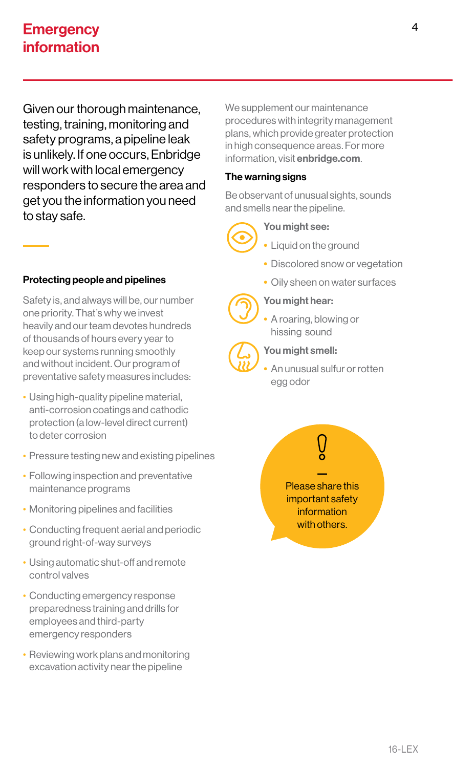# Emergency information

Given our thorough maintenance, testing, training, monitoring and safety programs, a pipeline leak is unlikely. If one occurs, Enbridge will work with local emergency responders to secure the area and get you the information you need to stay safe.

## Protecting people and pipelines

Safety is, and always will be, our number one priority. That's why we invest heavily and our team devotes hundreds of thousands of hours every year to keep our systems running smoothly and without incident. Our program of preventative safety measures includes:

- Using high-quality pipeline material, anti-corrosion coatings and cathodic protection (a low-level direct current) to deter corrosion
- Pressure testing new and existing pipelines
- Following inspection and preventative maintenance programs
- Monitoring pipelines and facilities
- Conducting frequent aerial and periodic ground right-of-way surveys
- Using automatic shut-off and remote control valves
- Conducting emergency response preparedness training and drills for employees and third-party emergency responders
- Reviewing work plans and monitoring excavation activity near the pipeline

We supplement our maintenance procedures with integrity management plans, which provide greater protection in high consequence areas. For more information, visit **enbridge.com**.

## The warning signs

Be observant of unusual sights, sounds and smells near the pipeline.

**You might see:**

- Liquid on the ground
- Discolored snow or vegetation
- Oily sheen on water surfaces

**You might hear:**

- A roaring, blowing or hissing sound

**You might smell:**

- An unusual sulfur or rotten egg odor

Please share this important safety information with others.

16-LEX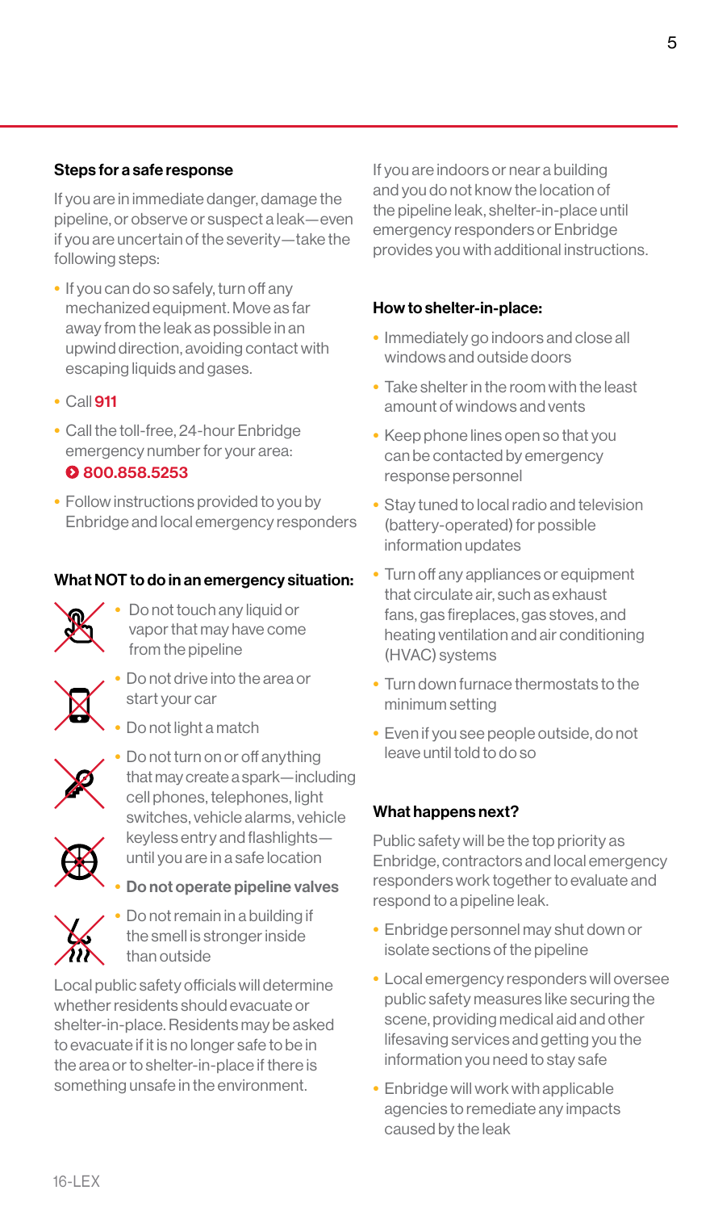### Steps for a safe response

If you are in immediate danger, damage the pipeline, or observe or suspect a leak—even if you are uncertain of the severity—take the following steps:

- If you can do so safely, turn off any mechanized equipment. Move as far away from the leak as possible in an upwind direction, avoiding contact with escaping liquids and gases.
- Call **911**
- Call the toll-free, 24-hour Enbridge emergency number for your area: **800.858.5253**
- Follow instructions provided to you by Enbridge and local emergency responders

### What NOT to do in an emergency situation:

- Do not touch any liquid or vapor that may have come from the pipeline
- Do not drive into the area or start your car
- Do not light a match
- Do not turn on or off anything that may create a spark—including cell phones, telephones, light switches, vehicle alarms, vehicle keyless entry and flashlights—until you are in a safe location
- **Do not operate pipeline valves**
- Do not remain in a building if the smell is stronger inside than outside

Local public safety officials will determine whether residents should evacuate or shelter-in-place. Residents may be asked to evacuate if it is no longer safe to be in the area or to shelter-in-place if there is something unsafe in the environment.

If you are indoors or near a building and you do not know the location of the pipeline leak, shelter-in-place until emergency responders or Enbridge provides you with additional instructions.

### How to shelter-in-place:

- Immediately go indoors and close all windows and outside doors
- Take shelter in the room with the least amount of windows and vents
- Keep phone lines open so that you can be contacted by emergency response personnel
- Stay tuned to local radio and television (battery-operated) for possible information updates
- Turn off any appliances or equipment that circulate air, such as exhaust fans, gas fireplaces, gas stoves, and heating ventilation and air conditioning (HVAC) systems
- Turn down furnace thermostats to the minimum setting
- Even if you see people outside, do not leave until told to do so

### What happens next?

Public safety will be the top priority as Enbridge, contractors and local emergency responders work together to evaluate and respond to a pipeline leak.

- Enbridge personnel may shut down or isolate sections of the pipeline
- Local emergency responders will oversee public safety measures like securing the scene, providing medical aid and other lifesaving services and getting you the information you need to stay safe
- Enbridge will work with applicable agencies to remediate any impacts caused by the leak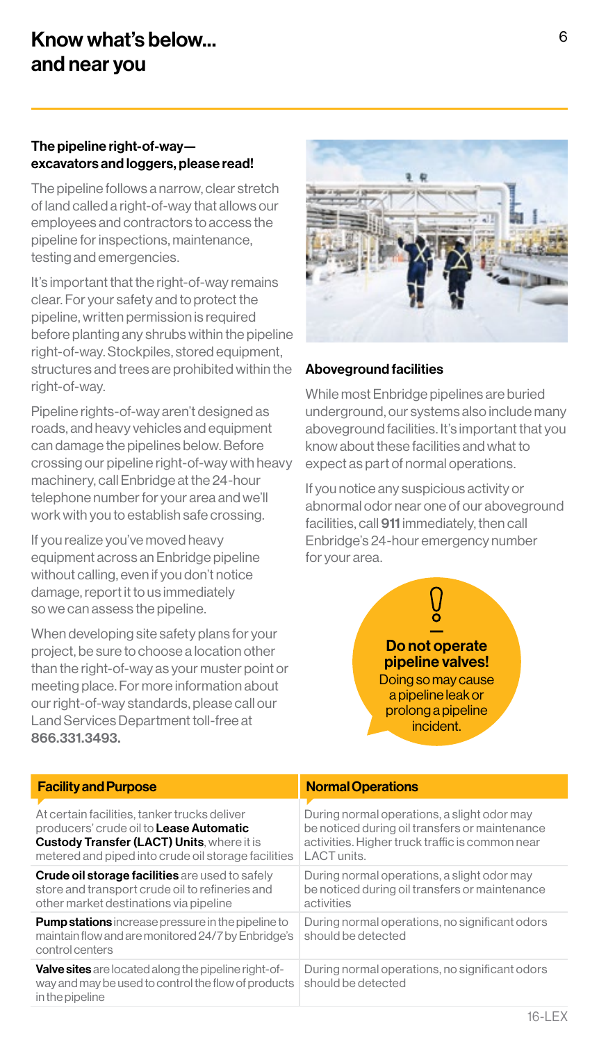# Know what's below... and near you

### The pipeline right-of-way—excavators and loggers, please read!

The pipeline follows a narrow, clear stretch of land called a right-of-way that allows our employees and contractors to access the pipeline for inspections, maintenance, testing and emergencies.

It's important that the right-of-way remains clear. For your safety and to protect the pipeline, written permission is required before planting any shrubs within the pipeline right-of-way. Stockpiles, stored equipment, structures and trees are prohibited within the right-of-way.

Pipeline rights-of-way aren't designed as roads, and heavy vehicles and equipment can damage the pipelines below. Before crossing our pipeline right-of-way with heavy machinery, call Enbridge at the 24-hour telephone number for your area and we'll work with you to establish safe crossing.

If you realize you've moved heavy equipment across an Enbridge pipeline without calling, even if you don't notice damage, report it to us immediately so we can assess the pipeline.

When developing site safety plans for your project, be sure to choose a location other than the right-of-way as your muster point or meeting place. For more information about our right-of-way standards, please call our Land Services Department toll-free at **866.331.3493.**

### Aboveground facilities

While most Enbridge pipelines are buried underground, our systems also include many aboveground facilities. It's important that you know about these facilities and what to expect as part of normal operations.

If you notice any suspicious activity or abnormal odor near one of our aboveground facilities, call **911** immediately, then call Enbridge's 24-hour emergency number for your area.

**Do not operate pipeline valves!**
Doing so may cause a pipeline leak or prolong a pipeline incident.

| Facility and Purpose | Normal Operations |
| --- | --- |
| At certain facilities, tanker trucks deliver producers' crude oil to **Lease Automatic Custody Transfer (LACT) Units**, where it is metered and piped into crude oil storage facilities | During normal operations, a slight odor may be noticed during oil transfers or maintenance activities. Higher truck traffic is common near LACT units. |
| **Crude oil storage facilities** are used to safely store and transport crude oil to refineries and other market destinations via pipeline | During normal operations, a slight odor may be noticed during oil transfers or maintenance activities |
| **Pump stations** increase pressure in the pipeline to maintain flow and are monitored 24/7 by Enbridge's control centers | During normal operations, no significant odors should be detected |
| **Valve sites** are located along the pipeline right-of-way and may be used to control the flow of products in the pipeline | During normal operations, no significant odors should be detected |

16-LEX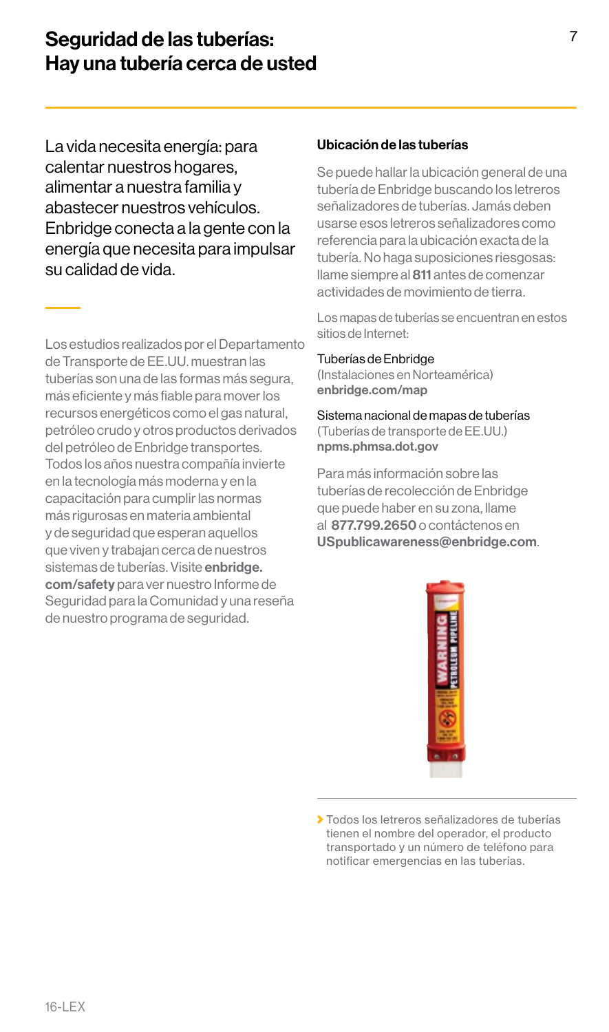# Seguridad de las tuberías: Hay una tubería cerca de usted

La vida necesita energía: para calentar nuestros hogares, alimentar a nuestra familia y abastecer nuestros vehículos. Enbridge conecta a la gente con la energía que necesita para impulsar su calidad de vida.

Los estudios realizados por el Departamento de Transporte de EE.UU. muestran las tuberías son una de las formas más segura, más eficiente y más fiable para mover los recursos energéticos como el gas natural, petróleo crudo y otros productos derivados del petróleo de Enbridge transportes. Todos los años nuestra compañía invierte en la tecnología más moderna y en la capacitación para cumplir las normas más rigurosas en materia ambiental y de seguridad que esperan aquellos que viven y trabajan cerca de nuestros sistemas de tuberías. Visite **enbridge.com/safety** para ver nuestro Informe de Seguridad para la Comunidad y una reseña de nuestro programa de seguridad.

### Ubicación de las tuberías

Se puede hallar la ubicación general de una tubería de Enbridge buscando los letreros señalizadores de tuberías. Jamás deben usarse esos letreros señalizadores como referencia para la ubicación exacta de la tubería. No haga suposiciones riesgosas: llame siempre al **811** antes de comenzar actividades de movimiento de tierra.

Los mapas de tuberías se encuentran en estos sitios de Internet:

Tuberías de Enbridge
(Instalaciones en Norteamérica)
**enbridge.com/map**

Sistema nacional de mapas de tuberías
(Tuberías de transporte de EE.UU.)
**npms.phmsa.dot.gov**

Para más información sobre las tuberías de recolección de Enbridge que puede haber en su zona, llame al **877.799.2650** o contáctenos en **USpublicawareness@enbridge.com**.

Todos los letreros señalizadores de tuberías tienen el nombre del operador, el producto transportado y un número de teléfono para notificar emergencias en las tuberías.

16-LEX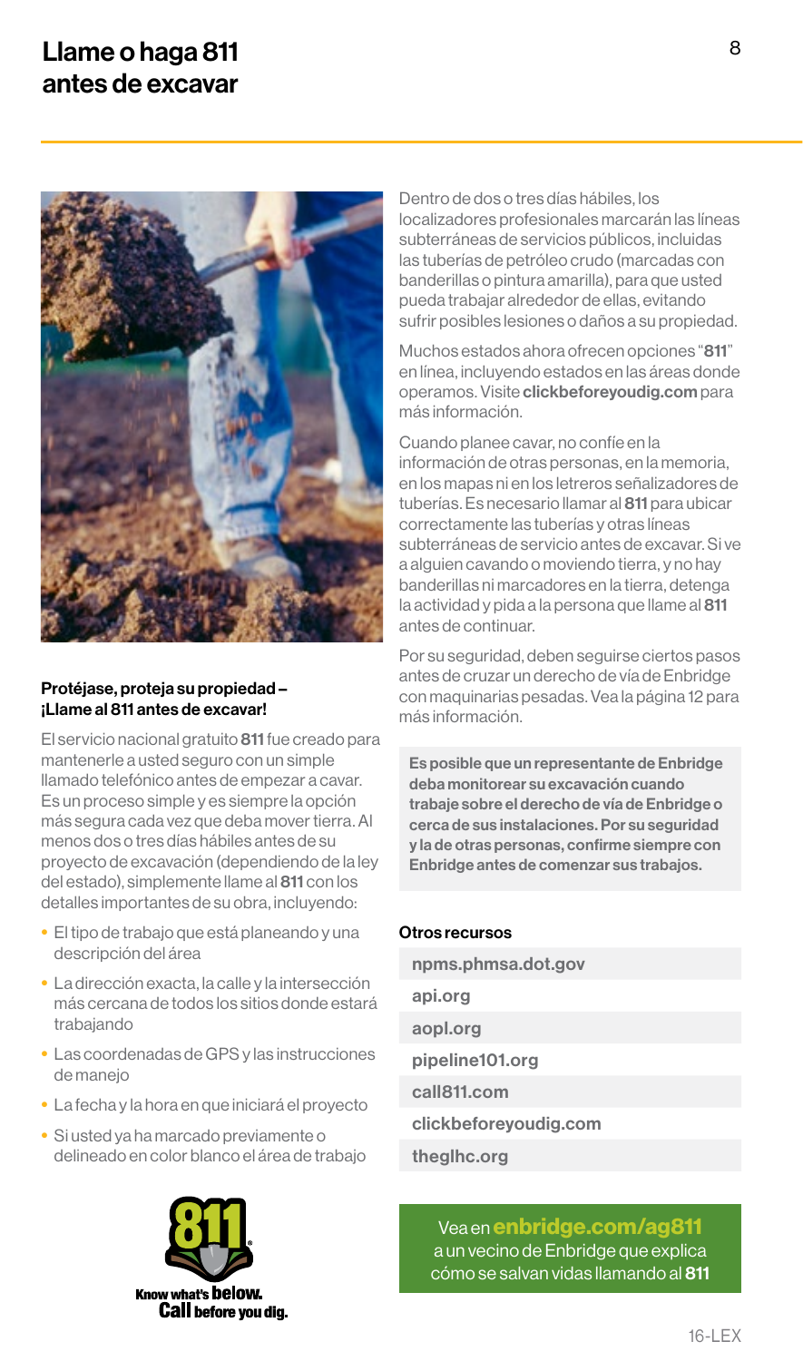# Llame o haga 811 antes de excavar

### Protéjase, proteja su propiedad – ¡Llame al 811 antes de excavar!

El servicio nacional gratuito **811** fue creado para mantenerle a usted seguro con un simple llamado telefónico antes de empezar a cavar. Es un proceso simple y es siempre la opción más segura cada vez que deba mover tierra. Al menos dos o tres días hábiles antes de su proyecto de excavación (dependiendo de la ley del estado), simplemente llame al **811** con los detalles importantes de su obra, incluyendo:

- El tipo de trabajo que está planeando y una descripción del área
- La dirección exacta, la calle y la intersección más cercana de todos los sitios donde estará trabajando
- Las coordenadas de GPS y las instrucciones de manejo
- La fecha y la hora en que iniciará el proyecto
- Si usted ya ha marcado previamente o delineado en color blanco el área de trabajo

Know what's **below.** **Call** before you dig.

Dentro de dos o tres días hábiles, los localizadores profesionales marcarán las líneas subterráneas de servicios públicos, incluidas las tuberías de petróleo crudo (marcadas con banderillas o pintura amarilla), para que usted pueda trabajar alrededor de ellas, evitando sufrir posibles lesiones o daños a su propiedad.

Muchos estados ahora ofrecen opciones "**811**" en línea, incluyendo estados en las áreas donde operamos. Visite **clickbeforeyoudig.com** para más información.

Cuando planee cavar, no confíe en la información de otras personas, en la memoria, en los mapas ni en los letreros señalizadores de tuberías. Es necesario llamar al **811** para ubicar correctamente las tuberías y otras líneas subterráneas de servicio antes de excavar. Si ve a alguien cavando o moviendo tierra, y no hay banderillas ni marcadores en la tierra, detenga la actividad y pida a la persona que llame al **811** antes de continuar.

Por su seguridad, deben seguirse ciertos pasos antes de cruzar un derecho de vía de Enbridge con maquinarias pesadas. Vea la página 12 para más información.

**Es posible que un representante de Enbridge deba monitorear su excavación cuando trabaje sobre el derecho de vía de Enbridge o cerca de sus instalaciones. Por su seguridad y la de otras personas, confirme siempre con Enbridge antes de comenzar sus trabajos.**

### Otros recursos

- **npms.phmsa.dot.gov**
- **api.org**
- **aopl.org**
- **pipeline101.org**
- **call811.com**
- **clickbeforeyoudig.com**
- **theglhc.org**

Vea en **enbridge.com/ag811** a un vecino de Enbridge que explica cómo se salvan vidas llamando al **811**

16-LEX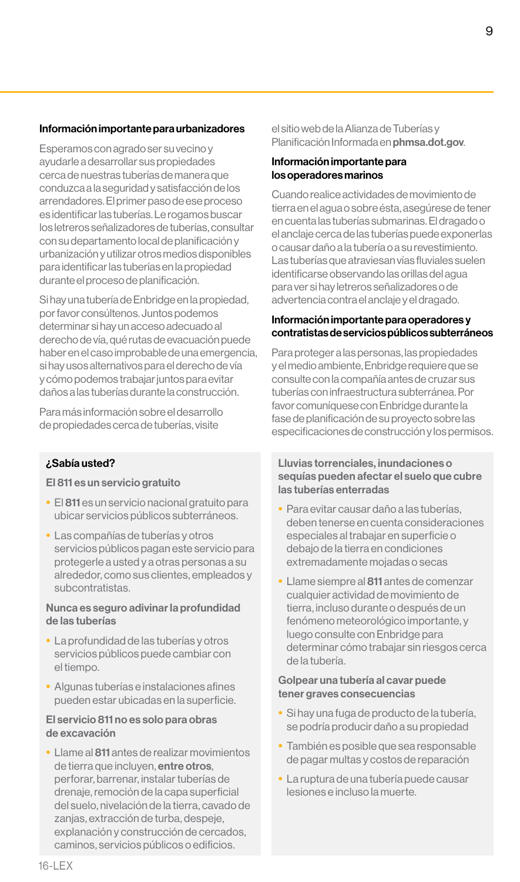### Información importante para urbanizadores

Esperamos con agrado ser su vecino y ayudarle a desarrollar sus propiedades cerca de nuestras tuberías de manera que conduzca a la seguridad y satisfacción de los arrendadores. El primer paso de ese proceso es identificar las tuberías. Le rogamos buscar los letreros señalizadores de tuberías, consultar con su departamento local de planificación y urbanización y utilizar otros medios disponibles para identificar las tuberías en la propiedad durante el proceso de planificación.

Si hay una tubería de Enbridge en la propiedad, por favor consúltenos. Juntos podemos determinar si hay un acceso adecuado al derecho de vía, qué rutas de evacuación puede haber en el caso improbable de una emergencia, si hay usos alternativos para el derecho de vía y cómo podemos trabajar juntos para evitar daños a las tuberías durante la construcción.

Para más información sobre el desarrollo de propiedades cerca de tuberías, visite el sitio web de la Alianza de Tuberías y Planificación Informada en **phmsa.dot.gov**.

### Información importante para los operadores marinos

Cuando realice actividades de movimiento de tierra en el agua o sobre ésta, asegúrese de tener en cuenta las tuberías submarinas. El dragado o el anclaje cerca de las tuberías puede exponerlas o causar daño a la tubería o a su revestimiento. Las tuberías que atraviesan vías fluviales suelen identificarse observando las orillas del agua para ver si hay letreros señalizadores o de advertencia contra el anclaje y el dragado.

### Información importante para operadores y contratistas de servicios públicos subterráneos

Para proteger a las personas, las propiedades y el medio ambiente, Enbridge requiere que se consulte con la compañía antes de cruzar sus tuberías con infraestructura subterránea. Por favor comuníquese con Enbridge durante la fase de planificación de su proyecto sobre las especificaciones de construcción y los permisos.

### ¿Sabía usted?

**El 811 es un servicio gratuito**

- El **811** es un servicio nacional gratuito para ubicar servicios públicos subterráneos.
- Las compañías de tuberías y otros servicios públicos pagan este servicio para protegerle a usted y a otras personas a su alrededor, como sus clientes, empleados y subcontratistas.

**Nunca es seguro adivinar la profundidad de las tuberías**

- La profundidad de las tuberías y otros servicios públicos puede cambiar con el tiempo.
- Algunas tuberías e instalaciones afines pueden estar ubicadas en la superficie.

**El servicio 811 no es solo para obras de excavación**

- Llame al **811** antes de realizar movimientos de tierra que incluyen, **entre otros**, perforar, barrenar, instalar tuberías de drenaje, remoción de la capa superficial del suelo, nivelación de la tierra, cavado de zanjas, extracción de turba, despeje, explanación y construcción de cercados, caminos, servicios públicos o edificios.

**Lluvias torrenciales, inundaciones o sequías pueden afectar el suelo que cubre las tuberías enterradas**

- Para evitar causar daño a las tuberías, deben tenerse en cuenta consideraciones especiales al trabajar en superficie o debajo de la tierra en condiciones extremadamente mojadas o secas
- Llame siempre al **811** antes de comenzar cualquier actividad de movimiento de tierra, incluso durante o después de un fenómeno meteorológico importante, y luego consulte con Enbridge para determinar cómo trabajar sin riesgos cerca de la tubería.

**Golpear una tubería al cavar puede tener graves consecuencias**

- Si hay una fuga de producto de la tubería, se podría producir daño a su propiedad
- También es posible que sea responsable de pagar multas y costos de reparación
- La ruptura de una tubería puede causar lesiones e incluso la muerte.

16-LEX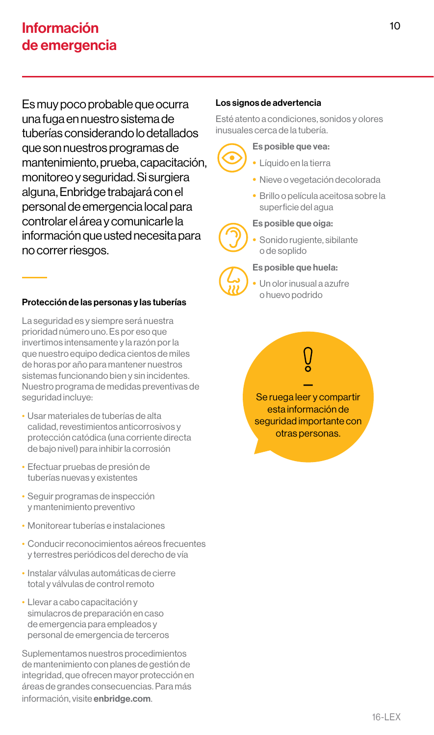# Información de emergencia

Es muy poco probable que ocurra una fuga en nuestro sistema de tuberías considerando lo detallados que son nuestros programas de mantenimiento, prueba, capacitación, monitoreo y seguridad. Si surgiera alguna, Enbridge trabajará con el personal de emergencia local para controlar el área y comunicarle la información que usted necesita para no correr riesgos.

### Protección de las personas y las tuberías

La seguridad es y siempre será nuestra prioridad número uno. Es por eso que invertimos intensamente y la razón por la que nuestro equipo dedica cientos de miles de horas por año para mantener nuestros sistemas funcionando bien y sin incidentes. Nuestro programa de medidas preventivas de seguridad incluye:

- Usar materiales de tuberías de alta calidad, revestimientos anticorrosivos y protección catódica (una corriente directa de bajo nivel) para inhibir la corrosión
- Efectuar pruebas de presión de tuberías nuevas y existentes
- Seguir programas de inspección y mantenimiento preventivo
- Monitorear tuberías e instalaciones
- Conducir reconocimientos aéreos frecuentes y terrestres periódicos del derecho de vía
- Instalar válvulas automáticas de cierre total y válvulas de control remoto
- Llevar a cabo capacitación y simulacros de preparación en caso de emergencia para empleados y personal de emergencia de terceros

Suplementamos nuestros procedimientos de mantenimiento con planes de gestión de integridad, que ofrecen mayor protección en áreas de grandes consecuencias. Para más información, visite **enbridge.com**.

### Los signos de advertencia

Esté atento a condiciones, sonidos y olores inusuales cerca de la tubería.

**Es posible que vea:**

- Líquido en la tierra
- Nieve o vegetación decolorada
- Brillo o película aceitosa sobre la superficie del agua

**Es posible que oiga:**

- Sonido rugiente, sibilante o de soplido

**Es posible que huela:**

- Un olor inusual a azufre o huevo podrido

Se ruega leer y compartir esta información de seguridad importante con otras personas.

16-LEX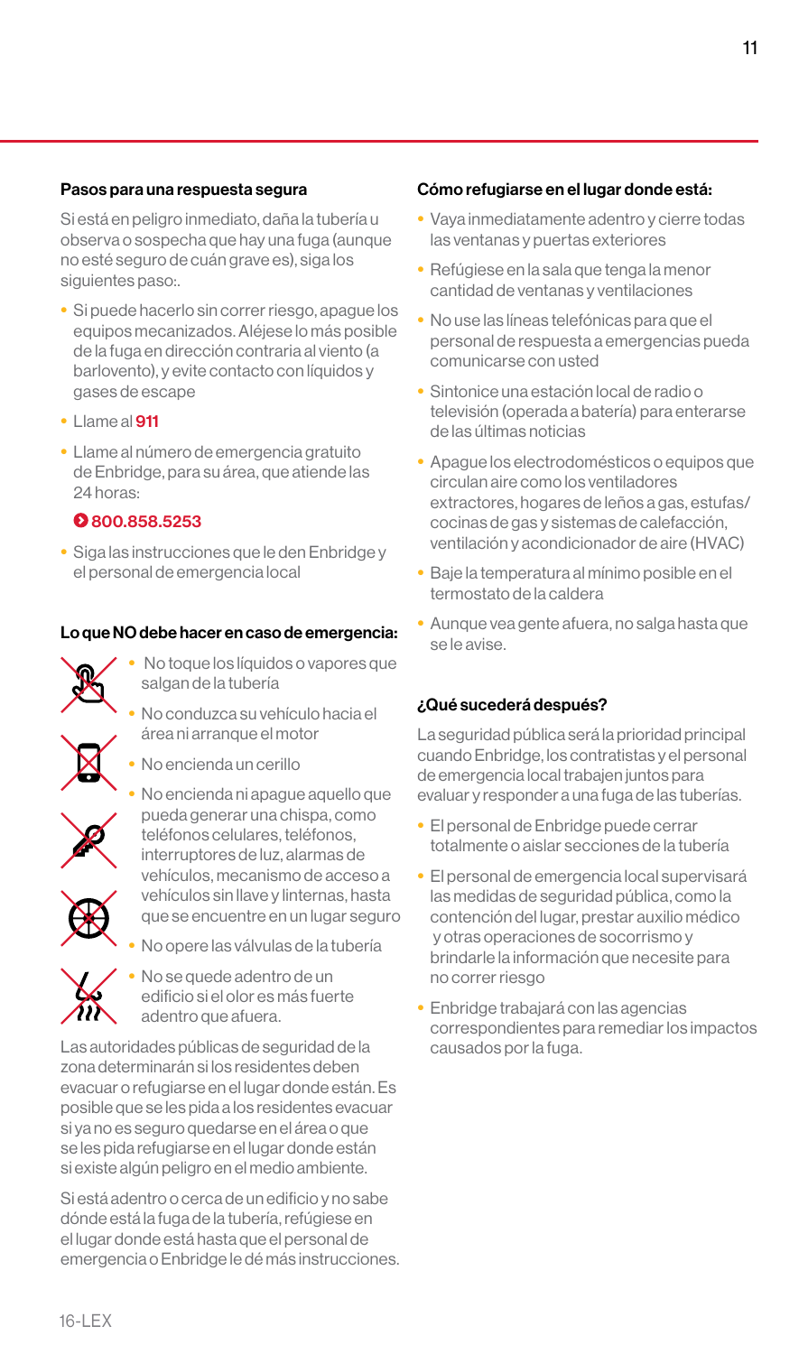**Pasos para una respuesta segura**

Si está en peligro inmediato, daña la tubería u observa o sospecha que hay una fuga (aunque no esté seguro de cuán grave es), siga los siguientes paso:.

- Si puede hacerlo sin correr riesgo, apague los equipos mecanizados. Aléjese lo más posible de la fuga en dirección contraria al viento (a barlovento), y evite contacto con líquidos y gases de escape
- Llame al **911**
- Llame al número de emergencia gratuito de Enbridge, para su área, que atiende las 24 horas:

  **800.858.5253**

- Siga las instrucciones que le den Enbridge y el personal de emergencia local

**Lo que NO debe hacer en caso de emergencia:**

- No toque los líquidos o vapores que salgan de la tubería
- No conduzca su vehículo hacia el área ni arranque el motor
- No encienda un cerillo
- No encienda ni apague aquello que pueda generar una chispa, como teléfonos celulares, teléfonos, interruptores de luz, alarmas de vehículos, mecanismo de acceso a vehículos sin llave y linternas, hasta que se encuentre en un lugar seguro
- No opere las válvulas de la tubería
- No se quede adentro de un edificio si el olor es más fuerte adentro que afuera.

Las autoridades públicas de seguridad de la zona determinarán si los residentes deben evacuar o refugiarse en el lugar donde están. Es posible que se les pida a los residentes evacuar si ya no es seguro quedarse en el área o que se les pida refugiarse en el lugar donde están si existe algún peligro en el medio ambiente.

Si está adentro o cerca de un edificio y no sabe dónde está la fuga de la tubería, refúgiese en el lugar donde está hasta que el personal de emergencia o Enbridge le dé más instrucciones.

**Cómo refugiarse en el lugar donde está:**

- Vaya inmediatamente adentro y cierre todas las ventanas y puertas exteriores
- Refúgiese en la sala que tenga la menor cantidad de ventanas y ventilaciones
- No use las líneas telefónicas para que el personal de respuesta a emergencias pueda comunicarse con usted
- Sintonice una estación local de radio o televisión (operada a batería) para enterarse de las últimas noticias
- Apague los electrodomésticos o equipos que circulan aire como los ventiladores extractores, hogares de leños a gas, estufas/cocinas de gas y sistemas de calefacción, ventilación y acondicionador de aire (HVAC)
- Baje la temperatura al mínimo posible en el termostato de la caldera
- Aunque vea gente afuera, no salga hasta que se le avise.

**¿Qué sucederá después?**

La seguridad pública será la prioridad principal cuando Enbridge, los contratistas y el personal de emergencia local trabajen juntos para evaluar y responder a una fuga de las tuberías.

- El personal de Enbridge puede cerrar totalmente o aislar secciones de la tubería
- El personal de emergencia local supervisará las medidas de seguridad pública, como la contención del lugar, prestar auxilio médico y otras operaciones de socorrismo y brindarle la información que necesite para no correr riesgo
- Enbridge trabajará con las agencias correspondientes para remediar los impactos causados por la fuga.

16-LEX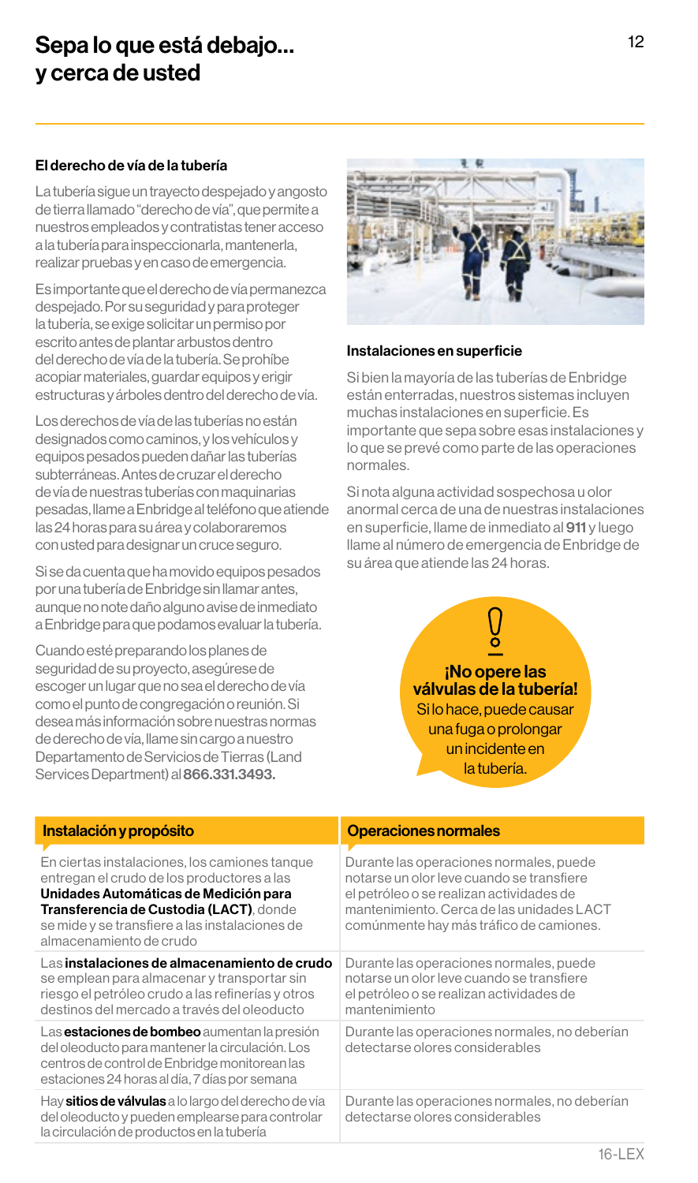# Sepa lo que está debajo... y cerca de usted

### El derecho de vía de la tubería

La tubería sigue un trayecto despejado y angosto de tierra llamado "derecho de vía", que permite a nuestros empleados y contratistas tener acceso a la tubería para inspeccionarla, mantenerla, realizar pruebas y en caso de emergencia.

Es importante que el derecho de vía permanezca despejado. Por su seguridad y para proteger la tubería, se exige solicitar un permiso por escrito antes de plantar arbustos dentro del derecho de vía de la tubería. Se prohíbe acopiar materiales, guardar equipos y erigir estructuras y árboles dentro del derecho de vía.

Los derechos de vía de las tuberías no están designados como caminos, y los vehículos y equipos pesados pueden dañar las tuberías subterráneas. Antes de cruzar el derecho de vía de nuestras tuberías con maquinarias pesadas, llame a Enbridge al teléfono que atiende las 24 horas para su área y colaboraremos con usted para designar un cruce seguro.

Si se da cuenta que ha movido equipos pesados por una tubería de Enbridge sin llamar antes, aunque no note daño alguno avise de inmediato a Enbridge para que podamos evaluar la tubería.

Cuando esté preparando los planes de seguridad de su proyecto, asegúrese de escoger un lugar que no sea el derecho de vía como el punto de congregación o reunión. Si desea más información sobre nuestras normas de derecho de vía, llame sin cargo a nuestro Departamento de Servicios de Tierras (Land Services Department) al **866.331.3493.**

### Instalaciones en superficie

Si bien la mayoría de las tuberías de Enbridge están enterradas, nuestros sistemas incluyen muchas instalaciones en superficie. Es importante que sepa sobre esas instalaciones y lo que se prevé como parte de las operaciones normales.

Si nota alguna actividad sospechosa u olor anormal cerca de una de nuestras instalaciones en superficie, llame de inmediato al **911** y luego llame al número de emergencia de Enbridge de su área que atiende las 24 horas.

**¡No opere las válvulas de la tubería!**
Si lo hace, puede causar una fuga o prolongar un incidente en la tubería.

| Instalación y propósito | Operaciones normales |
|---|---|
| En ciertas instalaciones, los camiones tanque entregan el crudo de los productores a las **Unidades Automáticas de Medición para Transferencia de Custodia (LACT)**, donde se mide y se transfiere a las instalaciones de almacenamiento de crudo | Durante las operaciones normales, puede notarse un olor leve cuando se transfiere el petróleo o se realizan actividades de mantenimiento. Cerca de las unidades LACT comúnmente hay más tráfico de camiones. |
| Las **instalaciones de almacenamiento de crudo** se emplean para almacenar y transportar sin riesgo el petróleo crudo a las refinerías y otros destinos del mercado a través del oleoducto | Durante las operaciones normales, puede notarse un olor leve cuando se transfiere el petróleo o se realizan actividades de mantenimiento |
| Las **estaciones de bombeo** aumentan la presión del oleoducto para mantener la circulación. Los centros de control de Enbridge monitorean las estaciones 24 horas al día, 7 días por semana | Durante las operaciones normales, no deberían detectarse olores considerables |
| Hay **sitios de válvulas** a lo largo del derecho de vía del oleoducto y pueden emplearse para controlar la circulación de productos en la tubería | Durante las operaciones normales, no deberían detectarse olores considerables |

16-LEX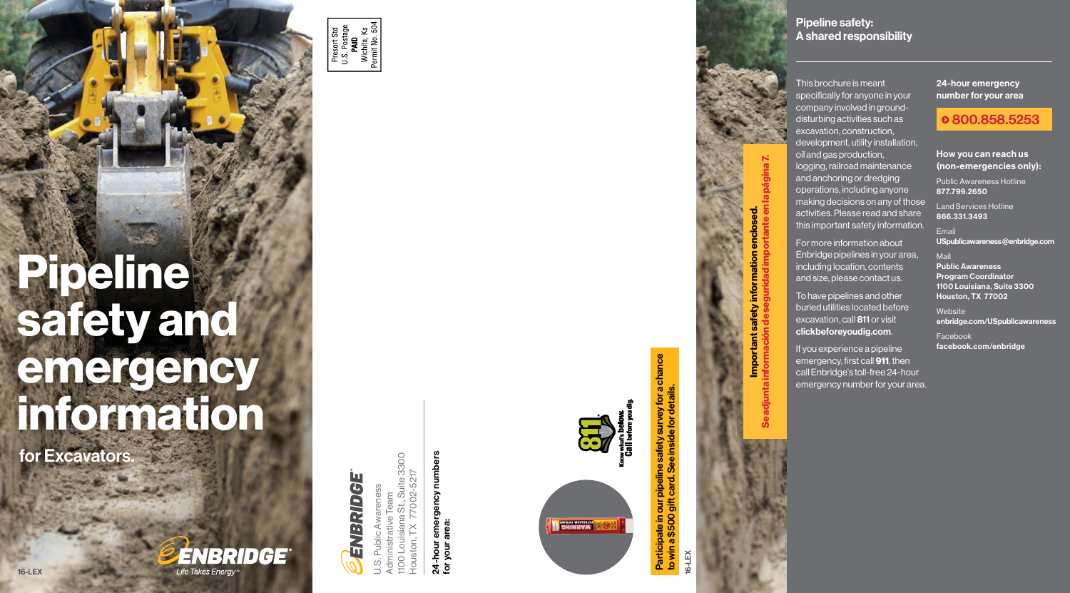# Pipeline safety and emergency information

for Excavators.

ENBRIDGE
Life Takes Energy™

16-LEX

Presort Std
U.S. Postage
**PAID**
Wichita, Ks
Permit No. 504

ENBRIDGE

U.S. Public Awareness
Administrative Team
1100 Louisiana St., Suite 3300
Houston, TX 77002-5217

**24-hour emergency numbers for your area:**

811 Know what's below. Call before you dig.

**Participate in our pipeline safety survey for a chance to win a $500 gift card. See inside for details.**

16-LEX

**Important safety information enclosed.**
**Se adjunta información de seguridad importante en la página 7.**

## Pipeline safety: A shared responsibility

This brochure is meant specifically for anyone in your company involved in ground-disturbing activities such as excavation, construction, development, utility installation, oil and gas production, logging, railroad maintenance and anchoring or dredging operations, including anyone making decisions on any of those activities. Please read and share this important safety information.

For more information about Enbridge pipelines in your area, including location, contents and size, please contact us.

To have pipelines and other buried utilities located before excavation, call **811** or visit **clickbeforeyoudig.com**.

If you experience a pipeline emergency, first call **911**, then call Enbridge's toll-free 24-hour emergency number for your area.

**24-hour emergency number for your area**

**800.858.5253**

**How you can reach us (non-emergencies only):**

Public Awareness Hotline
**877.799.2650**

Land Services Hotline
**866.331.3493**

Email
**USpublicawareness@enbridge.com**

Mail
**Public Awareness Program Coordinator**
**1100 Louisiana, Suite 3300**
**Houston, TX 77002**

Website
**enbridge.com/USpublicawareness**

Facebook
**facebook.com/enbridge**